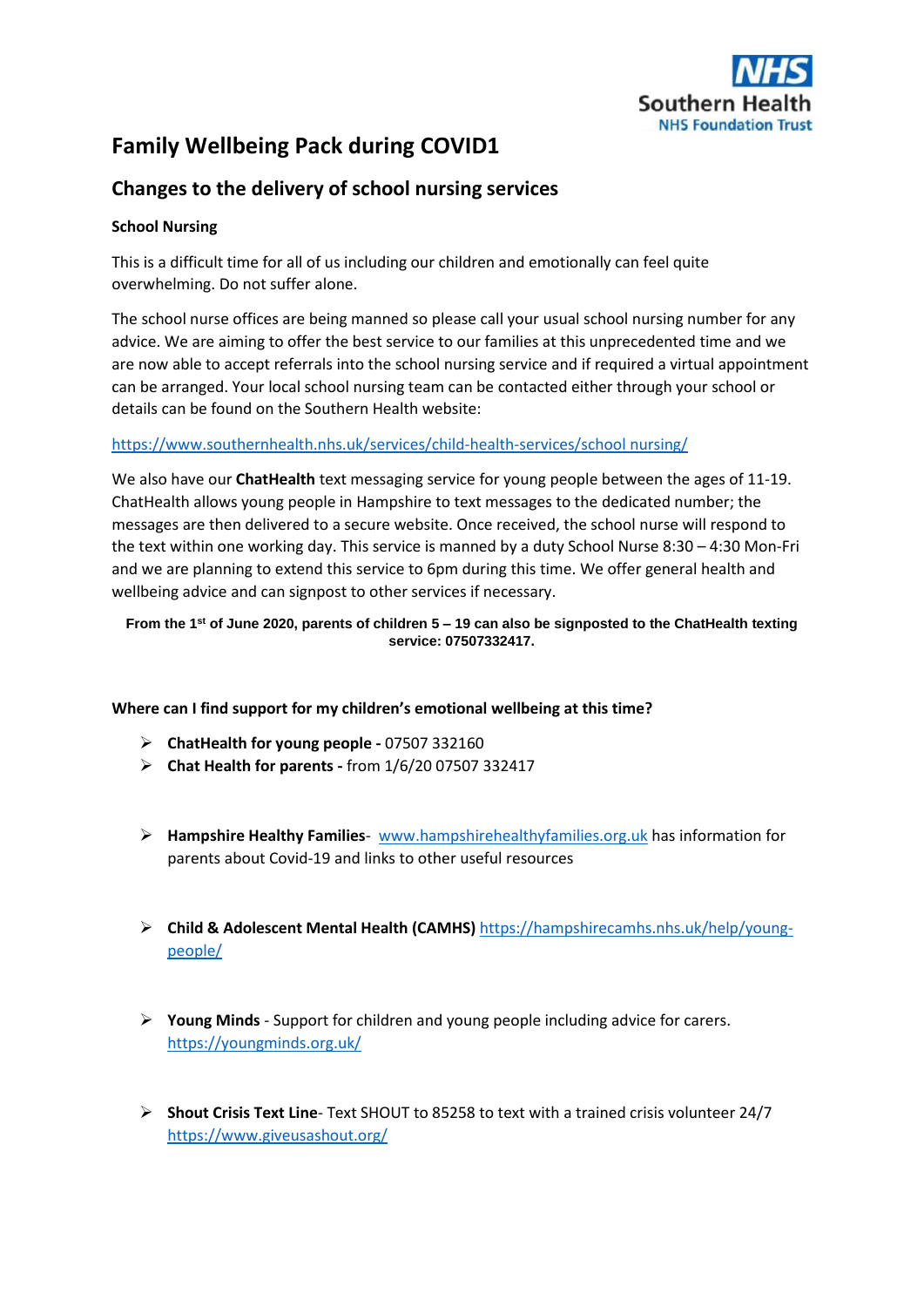Southern Health
NHS Foundation Trust

# Family Wellbeing Pack during COVID1

## Changes to the delivery of school nursing services

**School Nursing**

This is a difficult time for all of us including our children and emotionally can feel quite overwhelming. Do not suffer alone.

The school nurse offices are being manned so please call your usual school nursing number for any advice. We are aiming to offer the best service to our families at this unprecedented time and we are now able to accept referrals into the school nursing service and if required a virtual appointment can be arranged. Your local school nursing team can be contacted either through your school or details can be found on the Southern Health website:

https://www.southernhealth.nhs.uk/services/child-health-services/school nursing/

We also have our **ChatHealth** text messaging service for young people between the ages of 11-19. ChatHealth allows young people in Hampshire to text messages to the dedicated number; the messages are then delivered to a secure website. Once received, the school nurse will respond to the text within one working day. This service is manned by a duty School Nurse 8:30 – 4:30 Mon-Fri and we are planning to extend this service to 6pm during this time. We offer general health and wellbeing advice and can signpost to other services if necessary.

**From the 1st of June 2020, parents of children 5 – 19 can also be signposted to the ChatHealth texting service: 07507332417.**

**Where can I find support for my children's emotional wellbeing at this time?**

- **ChatHealth for young people -** 07507 332160
- **Chat Health for parents -** from 1/6/20 07507 332417
- **Hampshire Healthy Families**- www.hampshirehealthyfamilies.org.uk has information for parents about Covid-19 and links to other useful resources
- **Child & Adolescent Mental Health (CAMHS)** https://hampshirecamhs.nhs.uk/help/young-people/
- **Young Minds** - Support for children and young people including advice for carers. https://youngminds.org.uk/
- **Shout Crisis Text Line**- Text SHOUT to 85258 to text with a trained crisis volunteer 24/7 https://www.giveusashout.org/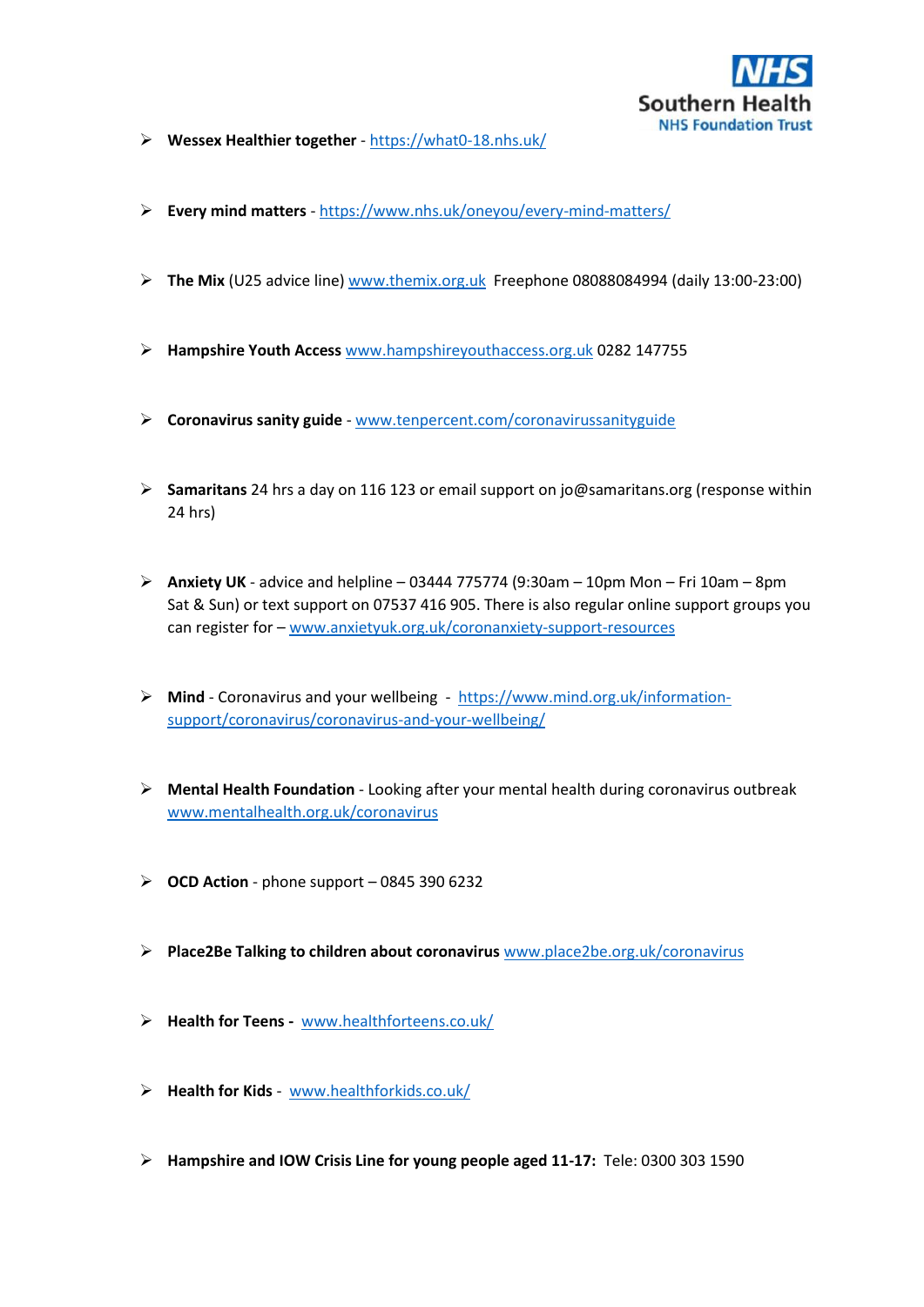- **Wessex Healthier together** - https://what0-18.nhs.uk/

- **Every mind matters** - https://www.nhs.uk/oneyou/every-mind-matters/

- **The Mix** (U25 advice line) www.themix.org.uk Freephone 08088084994 (daily 13:00-23:00)

- **Hampshire Youth Access** www.hampshireyouthaccess.org.uk 0282 147755

- **Coronavirus sanity guide** - www.tenpercent.com/coronavirussanityguide

- **Samaritans** 24 hrs a day on 116 123 or email support on jo@samaritans.org (response within 24 hrs)

- **Anxiety UK** - advice and helpline – 03444 775774 (9:30am – 10pm Mon – Fri 10am – 8pm Sat & Sun) or text support on 07537 416 905. There is also regular online support groups you can register for – www.anxietyuk.org.uk/coronanxiety-support-resources

- **Mind** - Coronavirus and your wellbeing - https://www.mind.org.uk/information-support/coronavirus/coronavirus-and-your-wellbeing/

- **Mental Health Foundation** - Looking after your mental health during coronavirus outbreak www.mentalhealth.org.uk/coronavirus

- **OCD Action** - phone support – 0845 390 6232

- **Place2Be Talking to children about coronavirus** www.place2be.org.uk/coronavirus

- **Health for Teens** - www.healthforteens.co.uk/

- **Health for Kids** - www.healthforkids.co.uk/

- **Hampshire and IOW Crisis Line for young people aged 11-17:** Tele: 0300 303 1590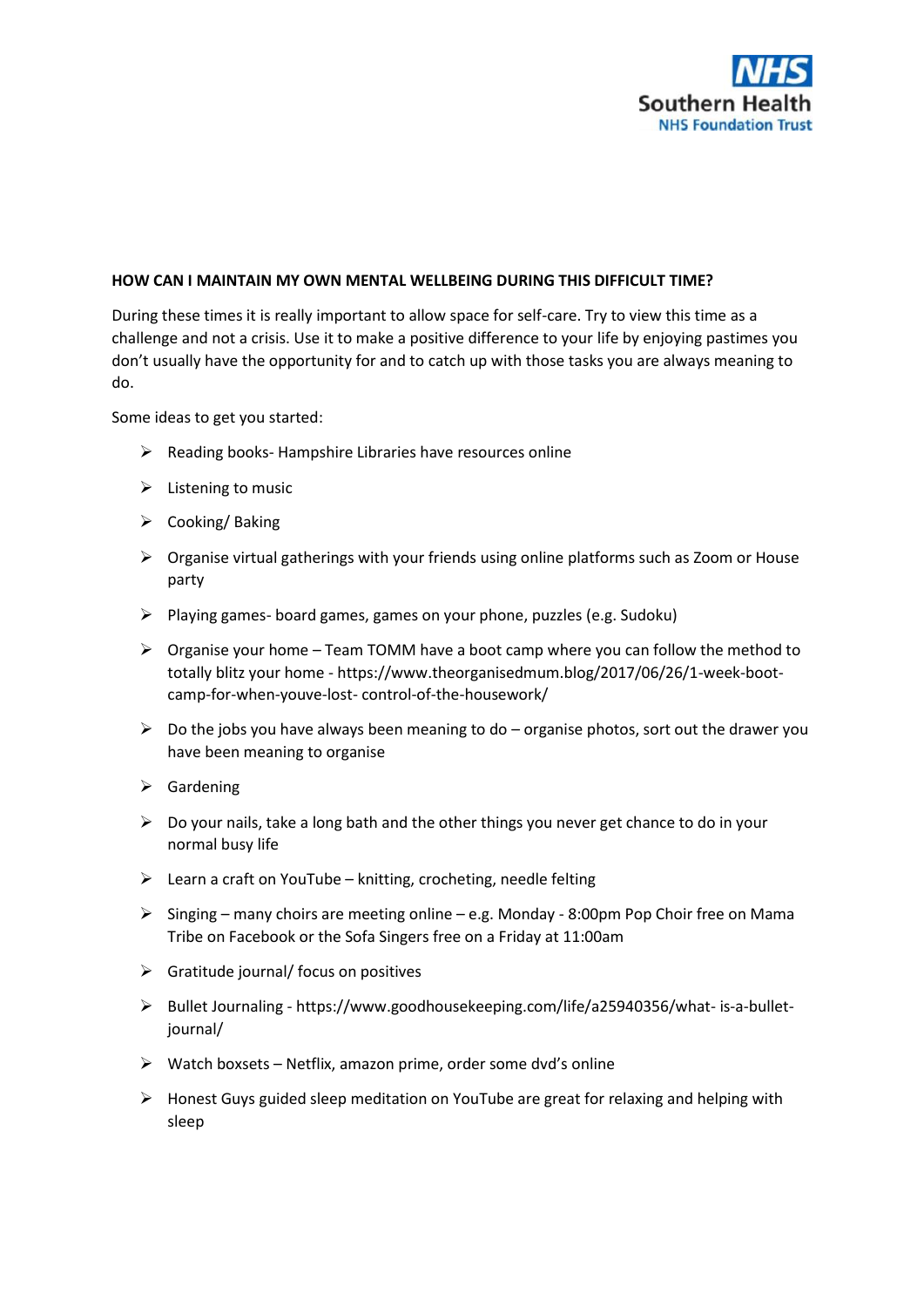**HOW CAN I MAINTAIN MY OWN MENTAL WELLBEING DURING THIS DIFFICULT TIME?**

During these times it is really important to allow space for self-care. Try to view this time as a challenge and not a crisis. Use it to make a positive difference to your life by enjoying pastimes you don't usually have the opportunity for and to catch up with those tasks you are always meaning to do.

Some ideas to get you started:

- Reading books- Hampshire Libraries have resources online
- Listening to music
- Cooking/ Baking
- Organise virtual gatherings with your friends using online platforms such as Zoom or House party
- Playing games- board games, games on your phone, puzzles (e.g. Sudoku)
- Organise your home – Team TOMM have a boot camp where you can follow the method to totally blitz your home - https://www.theorganisedmum.blog/2017/06/26/1-week-boot-camp-for-when-youve-lost- control-of-the-housework/
- Do the jobs you have always been meaning to do – organise photos, sort out the drawer you have been meaning to organise
- Gardening
- Do your nails, take a long bath and the other things you never get chance to do in your normal busy life
- Learn a craft on YouTube – knitting, crocheting, needle felting
- Singing – many choirs are meeting online – e.g. Monday - 8:00pm Pop Choir free on Mama Tribe on Facebook or the Sofa Singers free on a Friday at 11:00am
- Gratitude journal/ focus on positives
- Bullet Journaling - https://www.goodhousekeeping.com/life/a25940356/what- is-a-bullet-journal/
- Watch boxsets – Netflix, amazon prime, order some dvd's online
- Honest Guys guided sleep meditation on YouTube are great for relaxing and helping with sleep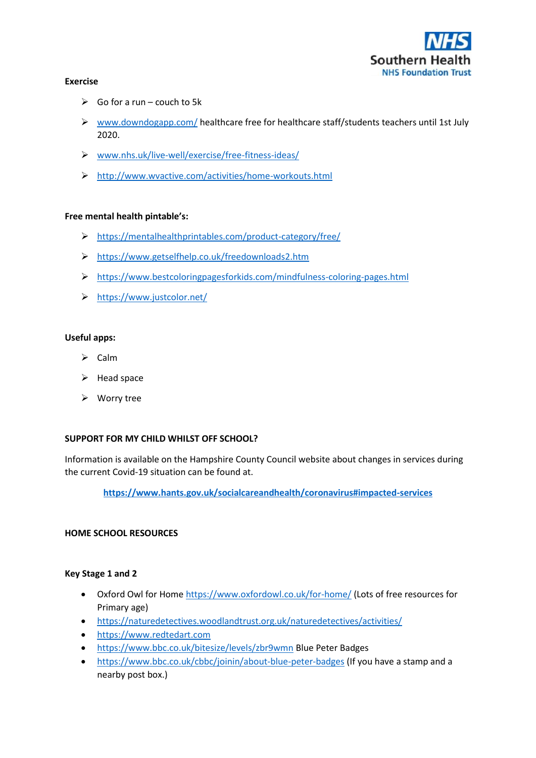**Exercise**

- Go for a run – couch to 5k
- www.downdogapp.com/ healthcare free for healthcare staff/students teachers until 1st July 2020.
- www.nhs.uk/live-well/exercise/free-fitness-ideas/
- http://www.wvactive.com/activities/home-workouts.html

**Free mental health pintable's:**

- https://mentalhealthprintables.com/product-category/free/
- https://www.getselfhelp.co.uk/freedownloads2.htm
- https://www.bestcoloringpagesforkids.com/mindfulness-coloring-pages.html
- https://www.justcolor.net/

**Useful apps:**

- Calm
- Head space
- Worry tree

**SUPPORT FOR MY CHILD WHILST OFF SCHOOL?**

Information is available on the Hampshire County Council website about changes in services during the current Covid-19 situation can be found at.

**https://www.hants.gov.uk/socialcareandhealth/coronavirus#impacted-services**

**HOME SCHOOL RESOURCES**

**Key Stage 1 and 2**

- Oxford Owl for Home https://www.oxfordowl.co.uk/for-home/ (Lots of free resources for Primary age)
- https://naturedetectives.woodlandtrust.org.uk/naturedetectives/activities/
- https://www.redtedart.com
- https://www.bbc.co.uk/bitesize/levels/zbr9wmn Blue Peter Badges
- https://www.bbc.co.uk/cbbc/joinin/about-blue-peter-badges (If you have a stamp and a nearby post box.)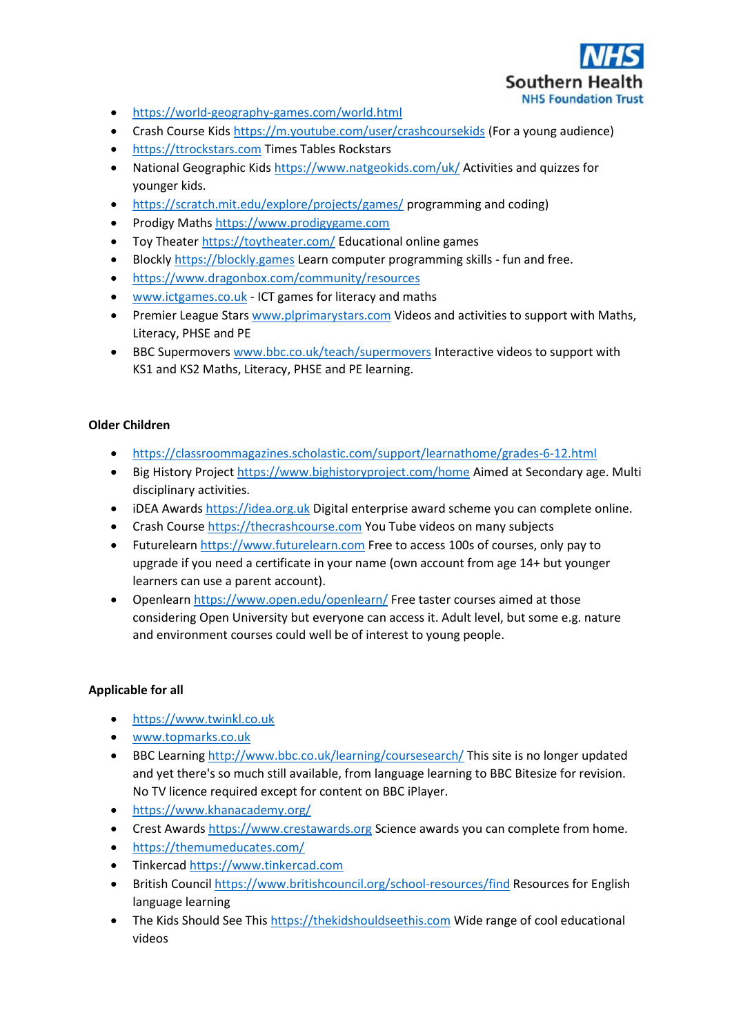- https://world-geography-games.com/world.html
- Crash Course Kids https://m.youtube.com/user/crashcoursekids (For a young audience)
- https://ttrockstars.com Times Tables Rockstars
- National Geographic Kids https://www.natgeokids.com/uk/ Activities and quizzes for younger kids.
- https://scratch.mit.edu/explore/projects/games/ programming and coding)
- Prodigy Maths https://www.prodigygame.com
- Toy Theater https://toytheater.com/ Educational online games
- Blockly https://blockly.games Learn computer programming skills - fun and free.
- https://www.dragonbox.com/community/resources
- www.ictgames.co.uk - ICT games for literacy and maths
- Premier League Stars www.plprimarystars.com Videos and activities to support with Maths, Literacy, PHSE and PE
- BBC Supermovers www.bbc.co.uk/teach/supermovers Interactive videos to support with KS1 and KS2 Maths, Literacy, PHSE and PE learning.

**Older Children**

- https://classroommagazines.scholastic.com/support/learnathome/grades-6-12.html
- Big History Project https://www.bighistoryproject.com/home Aimed at Secondary age. Multi disciplinary activities.
- iDEA Awards https://idea.org.uk Digital enterprise award scheme you can complete online.
- Crash Course https://thecrashcourse.com You Tube videos on many subjects
- Futurelearn https://www.futurelearn.com Free to access 100s of courses, only pay to upgrade if you need a certificate in your name (own account from age 14+ but younger learners can use a parent account).
- Openlearn https://www.open.edu/openlearn/ Free taster courses aimed at those considering Open University but everyone can access it. Adult level, but some e.g. nature and environment courses could well be of interest to young people.

**Applicable for all**

- https://www.twinkl.co.uk
- www.topmarks.co.uk
- BBC Learning http://www.bbc.co.uk/learning/coursesearch/ This site is no longer updated and yet there's so much still available, from language learning to BBC Bitesize for revision. No TV licence required except for content on BBC iPlayer.
- https://www.khanacademy.org/
- Crest Awards https://www.crestawards.org Science awards you can complete from home.
- https://themumeducates.com/
- Tinkercad https://www.tinkercad.com
- British Council https://www.britishcouncil.org/school-resources/find Resources for English language learning
- The Kids Should See This https://thekidshouldseethis.com Wide range of cool educational videos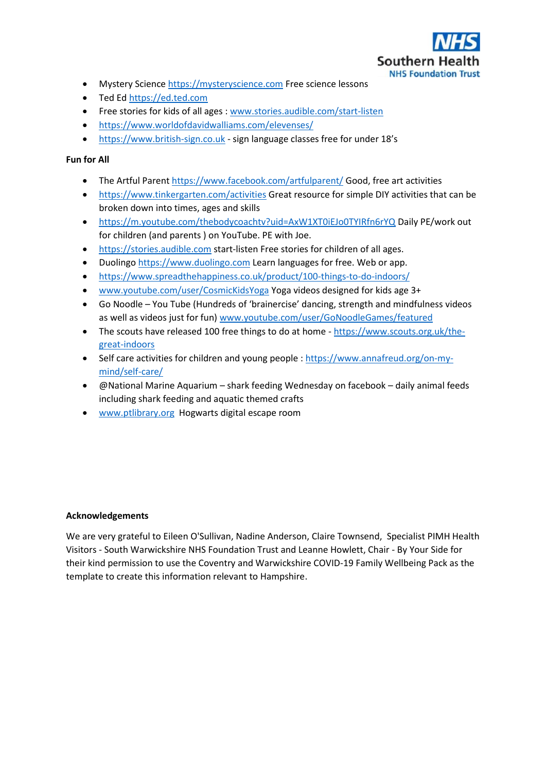- Mystery Science https://mysteryscience.com Free science lessons
- Ted Ed https://ed.ted.com
- Free stories for kids of all ages : www.stories.audible.com/start-listen
- https://www.worldofdavidwalliams.com/elevenses/
- https://www.british-sign.co.uk - sign language classes free for under 18's

**Fun for All**

- The Artful Parent https://www.facebook.com/artfulparent/ Good, free art activities
- https://www.tinkergarten.com/activities Great resource for simple DIY activities that can be broken down into times, ages and skills
- https://m.youtube.com/thebodycoachtv?uid=AxW1XT0iEJo0TYIRfn6rYQ Daily PE/work out for children (and parents ) on YouTube. PE with Joe.
- https://stories.audible.com start-listen Free stories for children of all ages.
- Duolingo https://www.duolingo.com Learn languages for free. Web or app.
- https://www.spreadthehappiness.co.uk/product/100-things-to-do-indoors/
- www.youtube.com/user/CosmicKidsYoga Yoga videos designed for kids age 3+
- Go Noodle – You Tube (Hundreds of 'brainercise' dancing, strength and mindfulness videos as well as videos just for fun) www.youtube.com/user/GoNoodleGames/featured
- The scouts have released 100 free things to do at home - https://www.scouts.org.uk/the-great-indoors
- Self care activities for children and young people : https://www.annafreud.org/on-my-mind/self-care/
- @National Marine Aquarium – shark feeding Wednesday on facebook – daily animal feeds including shark feeding and aquatic themed crafts
- www.ptlibrary.org Hogwarts digital escape room

**Acknowledgements**

We are very grateful to Eileen O'Sullivan, Nadine Anderson, Claire Townsend, Specialist PIMH Health Visitors - South Warwickshire NHS Foundation Trust and Leanne Howlett, Chair - By Your Side for their kind permission to use the Coventry and Warwickshire COVID-19 Family Wellbeing Pack as the template to create this information relevant to Hampshire.